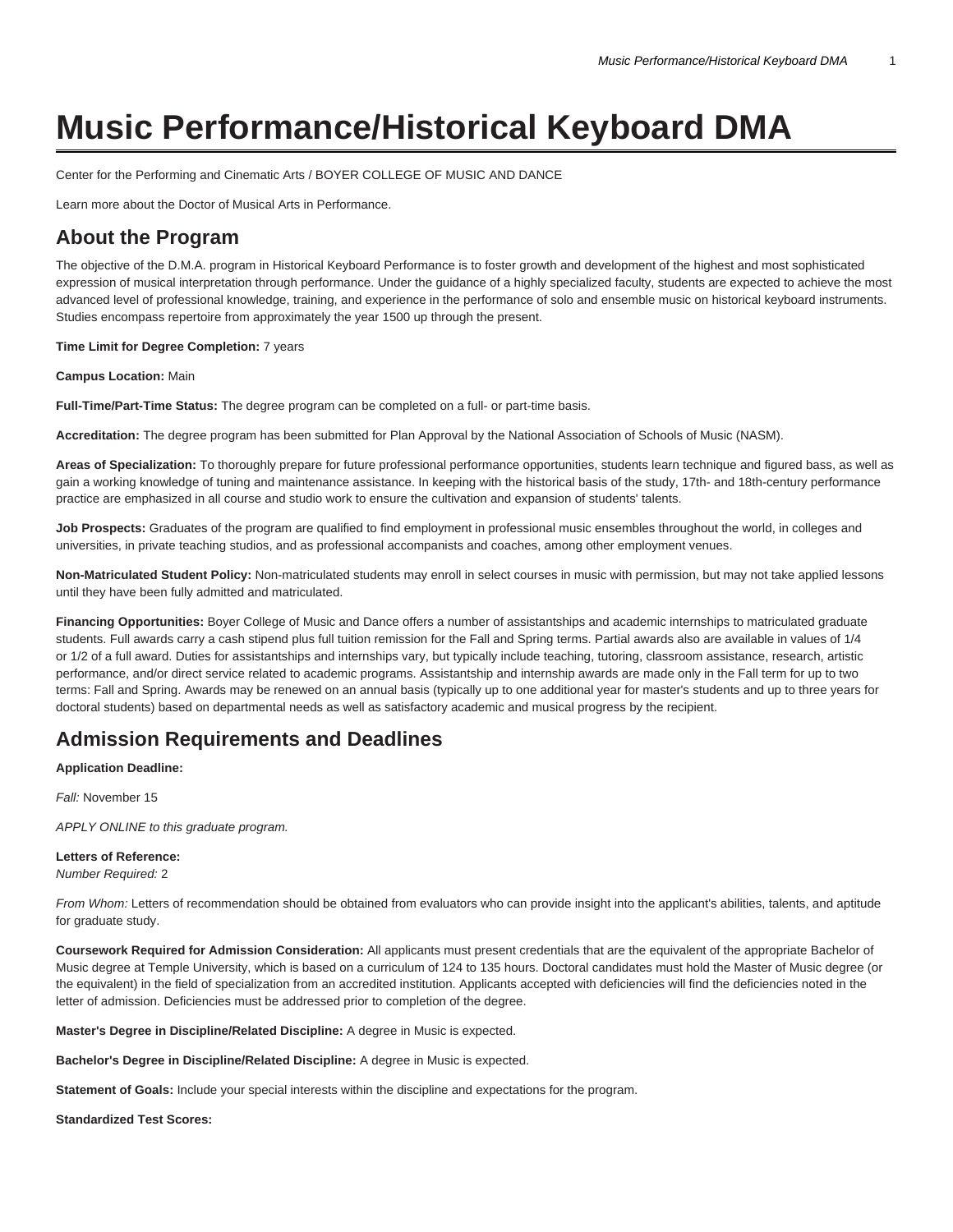# Music Performance/Historical Keyboard DMA

Center for the Performing and Cinematic Arts / BOYER COLLEGE OF MUSIC AND DANCE

Learn more about the Doctor of Musical Arts in Performance.

## About the Program

The objective of the D.M.A. program in Historical Keyboard Performance is to foster growth and development of the highest and most sophisticated expression of musical interpretation through performance. Under the guidance of a highly specialized faculty, students are expected to achieve the most advanced level of professional knowledge, training, and experience in the performance of solo and ensemble music on historical keyboard instruments. Studies encompass repertoire from approximately the year 1500 up through the present.

**Time Limit for Degree Completion:** 7 years

**Campus Location:** Main

**Full-Time/Part-Time Status:** The degree program can be completed on a full- or part-time basis.

**Accreditation:** The degree program has been submitted for Plan Approval by the National Association of Schools of Music (NASM).

**Areas of Specialization:** To thoroughly prepare for future professional performance opportunities, students learn technique and figured bass, as well as gain a working knowledge of tuning and maintenance assistance. In keeping with the historical basis of the study, 17th- and 18th-century performance practice are emphasized in all course and studio work to ensure the cultivation and expansion of students' talents.

**Job Prospects:** Graduates of the program are qualified to find employment in professional music ensembles throughout the world, in colleges and universities, in private teaching studios, and as professional accompanists and coaches, among other employment venues.

**Non-Matriculated Student Policy:** Non-matriculated students may enroll in select courses in music with permission, but may not take applied lessons until they have been fully admitted and matriculated.

**Financing Opportunities:** Boyer College of Music and Dance offers a number of assistantships and academic internships to matriculated graduate students. Full awards carry a cash stipend plus full tuition remission for the Fall and Spring terms. Partial awards also are available in values of 1/4 or 1/2 of a full award. Duties for assistantships and internships vary, but typically include teaching, tutoring, classroom assistance, research, artistic performance, and/or direct service related to academic programs. Assistantship and internship awards are made only in the Fall term for up to two terms: Fall and Spring. Awards may be renewed on an annual basis (typically up to one additional year for master's students and up to three years for doctoral students) based on departmental needs as well as satisfactory academic and musical progress by the recipient.

## Admission Requirements and Deadlines

**Application Deadline:**

*Fall:* November 15

*APPLY ONLINE to this graduate program.*

**Letters of Reference:**
*Number Required:* 2

*From Whom:* Letters of recommendation should be obtained from evaluators who can provide insight into the applicant's abilities, talents, and aptitude for graduate study.

**Coursework Required for Admission Consideration:** All applicants must present credentials that are the equivalent of the appropriate Bachelor of Music degree at Temple University, which is based on a curriculum of 124 to 135 hours. Doctoral candidates must hold the Master of Music degree (or the equivalent) in the field of specialization from an accredited institution. Applicants accepted with deficiencies will find the deficiencies noted in the letter of admission. Deficiencies must be addressed prior to completion of the degree.

**Master's Degree in Discipline/Related Discipline:** A degree in Music is expected.

**Bachelor's Degree in Discipline/Related Discipline:** A degree in Music is expected.

**Statement of Goals:** Include your special interests within the discipline and expectations for the program.

**Standardized Test Scores:**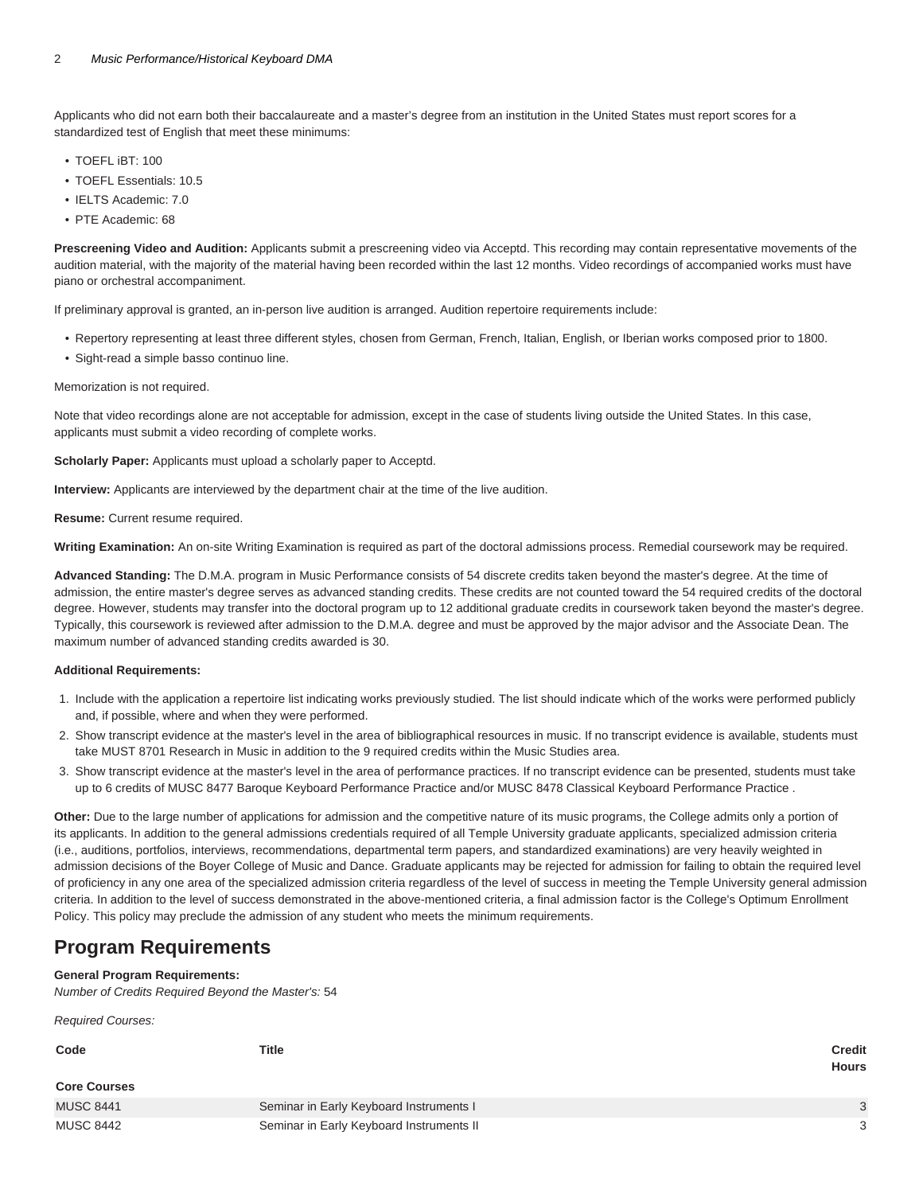Applicants who did not earn both their baccalaureate and a master's degree from an institution in the United States must report scores for a standardized test of English that meet these minimums:

- TOEFL iBT: 100
- TOEFL Essentials: 10.5
- IELTS Academic: 7.0
- PTE Academic: 68

**Prescreening Video and Audition:** Applicants submit a prescreening video via Acceptd. This recording may contain representative movements of the audition material, with the majority of the material having been recorded within the last 12 months. Video recordings of accompanied works must have piano or orchestral accompaniment.

If preliminary approval is granted, an in-person live audition is arranged. Audition repertoire requirements include:

- Repertory representing at least three different styles, chosen from German, French, Italian, English, or Iberian works composed prior to 1800.
- Sight-read a simple basso continuo line.

Memorization is not required.

Note that video recordings alone are not acceptable for admission, except in the case of students living outside the United States. In this case, applicants must submit a video recording of complete works.

**Scholarly Paper:** Applicants must upload a scholarly paper to Acceptd.

**Interview:** Applicants are interviewed by the department chair at the time of the live audition.

**Resume:** Current resume required.

**Writing Examination:** An on-site Writing Examination is required as part of the doctoral admissions process. Remedial coursework may be required.

**Advanced Standing:** The D.M.A. program in Music Performance consists of 54 discrete credits taken beyond the master's degree. At the time of admission, the entire master's degree serves as advanced standing credits. These credits are not counted toward the 54 required credits of the doctoral degree. However, students may transfer into the doctoral program up to 12 additional graduate credits in coursework taken beyond the master's degree. Typically, this coursework is reviewed after admission to the D.M.A. degree and must be approved by the major advisor and the Associate Dean. The maximum number of advanced standing credits awarded is 30.

**Additional Requirements:**

1. Include with the application a repertoire list indicating works previously studied. The list should indicate which of the works were performed publicly and, if possible, where and when they were performed.
2. Show transcript evidence at the master's level in the area of bibliographical resources in music. If no transcript evidence is available, students must take MUST 8701 Research in Music in addition to the 9 required credits within the Music Studies area.
3. Show transcript evidence at the master's level in the area of performance practices. If no transcript evidence can be presented, students must take up to 6 credits of MUSC 8477 Baroque Keyboard Performance Practice and/or MUSC 8478 Classical Keyboard Performance Practice .

**Other:** Due to the large number of applications for admission and the competitive nature of its music programs, the College admits only a portion of its applicants. In addition to the general admissions credentials required of all Temple University graduate applicants, specialized admission criteria (i.e., auditions, portfolios, interviews, recommendations, departmental term papers, and standardized examinations) are very heavily weighted in admission decisions of the Boyer College of Music and Dance. Graduate applicants may be rejected for admission for failing to obtain the required level of proficiency in any one area of the specialized admission criteria regardless of the level of success in meeting the Temple University general admission criteria. In addition to the level of success demonstrated in the above-mentioned criteria, a final admission factor is the College's Optimum Enrollment Policy. This policy may preclude the admission of any student who meets the minimum requirements.

## Program Requirements

**General Program Requirements:**
*Number of Credits Required Beyond the Master's:* 54

*Required Courses:*

| Code | Title | Credit Hours |
|---|---|---|
| **Core Courses** | | |
| MUSC 8441 | Seminar in Early Keyboard Instruments I | 3 |
| MUSC 8442 | Seminar in Early Keyboard Instruments II | 3 |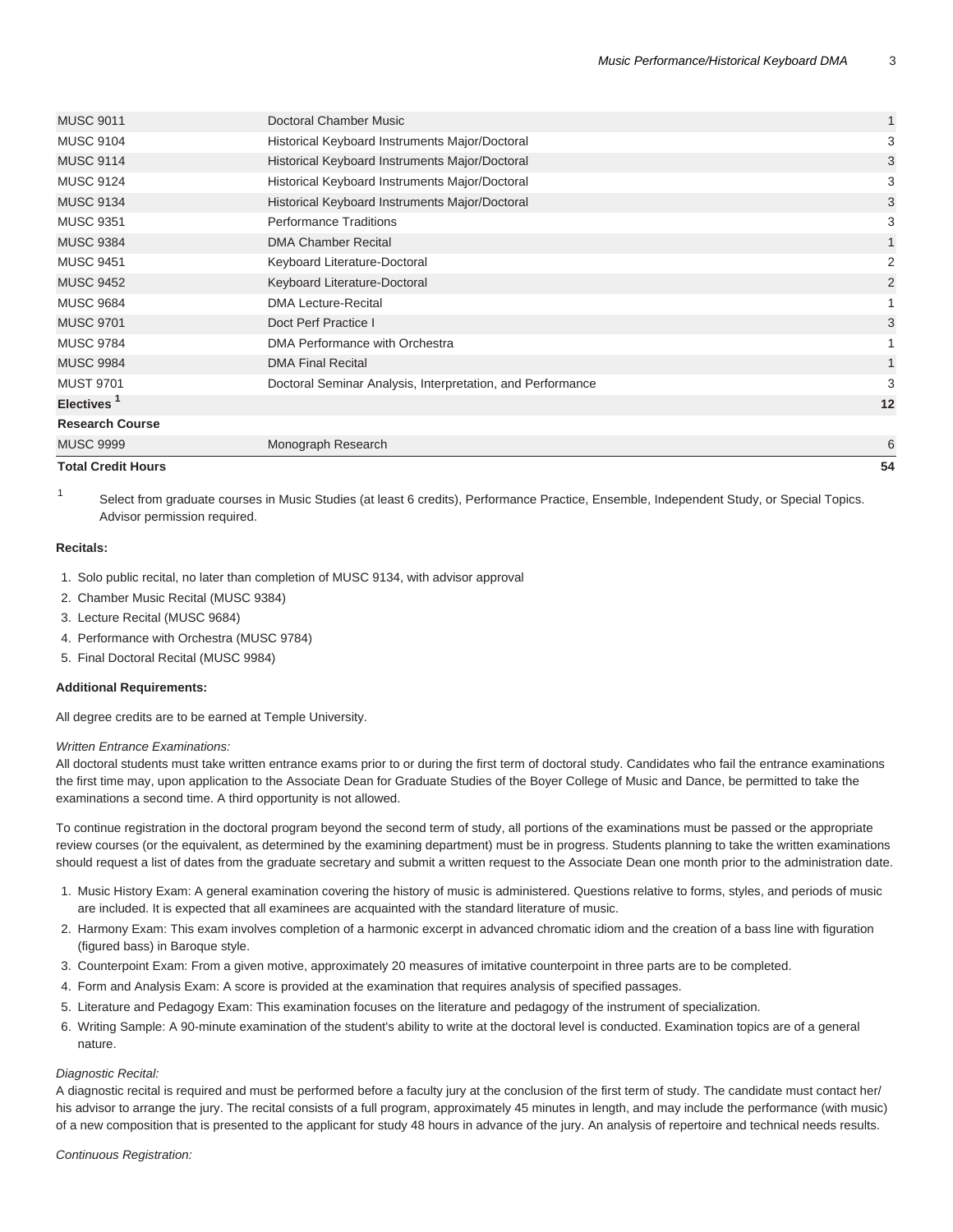| | | |
|---|---|---|
| MUSC 9011 | Doctoral Chamber Music | 1 |
| MUSC 9104 | Historical Keyboard Instruments Major/Doctoral | 3 |
| MUSC 9114 | Historical Keyboard Instruments Major/Doctoral | 3 |
| MUSC 9124 | Historical Keyboard Instruments Major/Doctoral | 3 |
| MUSC 9134 | Historical Keyboard Instruments Major/Doctoral | 3 |
| MUSC 9351 | Performance Traditions | 3 |
| MUSC 9384 | DMA Chamber Recital | 1 |
| MUSC 9451 | Keyboard Literature-Doctoral | 2 |
| MUSC 9452 | Keyboard Literature-Doctoral | 2 |
| MUSC 9684 | DMA Lecture-Recital | 1 |
| MUSC 9701 | Doct Perf Practice I | 3 |
| MUSC 9784 | DMA Performance with Orchestra | 1 |
| MUSC 9984 | DMA Final Recital | 1 |
| MUST 9701 | Doctoral Seminar Analysis, Interpretation, and Performance | 3 |
| **Electives [1]** | | **12** |
| **Research Course** | | |
| MUSC 9999 | Monograph Research | 6 |
| **Total Credit Hours** | | **54** |

[1] Select from graduate courses in Music Studies (at least 6 credits), Performance Practice, Ensemble, Independent Study, or Special Topics. Advisor permission required.

**Recitals:**

1. Solo public recital, no later than completion of MUSC 9134, with advisor approval
2. Chamber Music Recital (MUSC 9384)
3. Lecture Recital (MUSC 9684)
4. Performance with Orchestra (MUSC 9784)
5. Final Doctoral Recital (MUSC 9984)

**Additional Requirements:**

All degree credits are to be earned at Temple University.

*Written Entrance Examinations:*

All doctoral students must take written entrance exams prior to or during the first term of doctoral study. Candidates who fail the entrance examinations the first time may, upon application to the Associate Dean for Graduate Studies of the Boyer College of Music and Dance, be permitted to take the examinations a second time. A third opportunity is not allowed.

To continue registration in the doctoral program beyond the second term of study, all portions of the examinations must be passed or the appropriate review courses (or the equivalent, as determined by the examining department) must be in progress. Students planning to take the written examinations should request a list of dates from the graduate secretary and submit a written request to the Associate Dean one month prior to the administration date.

1. Music History Exam: A general examination covering the history of music is administered. Questions relative to forms, styles, and periods of music are included. It is expected that all examinees are acquainted with the standard literature of music.
2. Harmony Exam: This exam involves completion of a harmonic excerpt in advanced chromatic idiom and the creation of a bass line with figuration (figured bass) in Baroque style.
3. Counterpoint Exam: From a given motive, approximately 20 measures of imitative counterpoint in three parts are to be completed.
4. Form and Analysis Exam: A score is provided at the examination that requires analysis of specified passages.
5. Literature and Pedagogy Exam: This examination focuses on the literature and pedagogy of the instrument of specialization.
6. Writing Sample: A 90-minute examination of the student's ability to write at the doctoral level is conducted. Examination topics are of a general nature.

*Diagnostic Recital:*

A diagnostic recital is required and must be performed before a faculty jury at the conclusion of the first term of study. The candidate must contact her/his advisor to arrange the jury. The recital consists of a full program, approximately 45 minutes in length, and may include the performance (with music) of a new composition that is presented to the applicant for study 48 hours in advance of the jury. An analysis of repertoire and technical needs results.

*Continuous Registration:*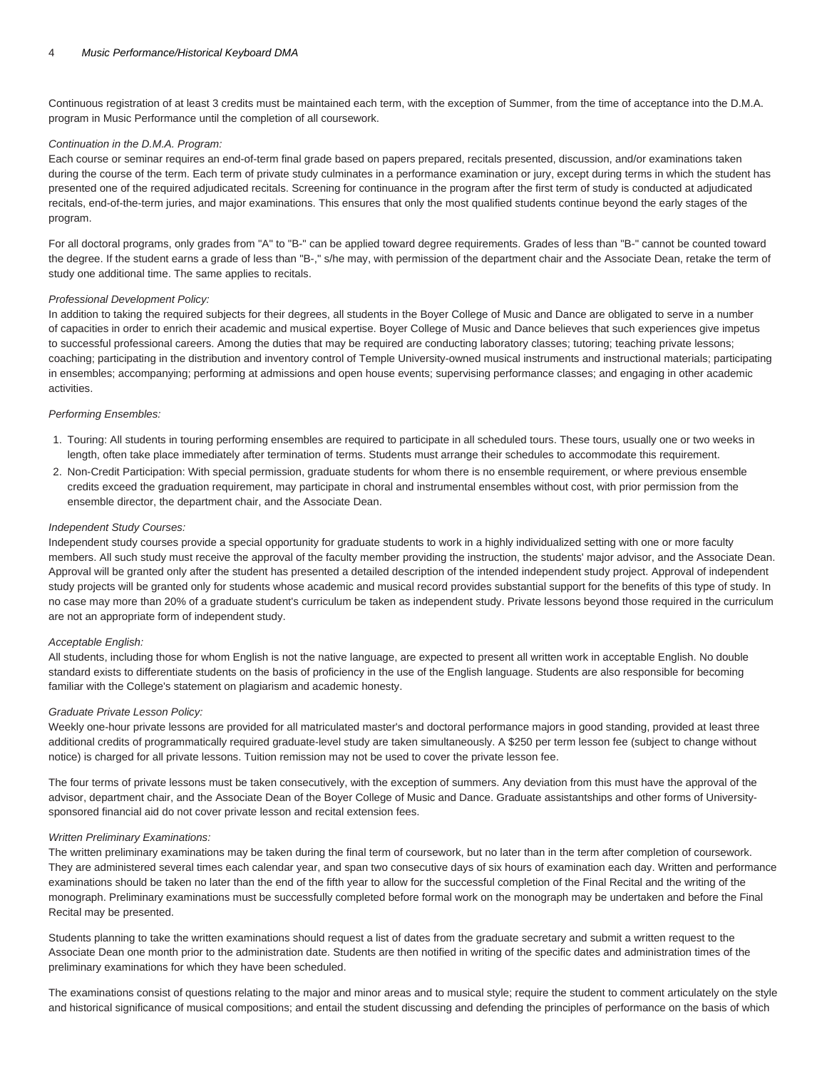Continuous registration of at least 3 credits must be maintained each term, with the exception of Summer, from the time of acceptance into the D.M.A. program in Music Performance until the completion of all coursework.

*Continuation in the D.M.A. Program:*

Each course or seminar requires an end-of-term final grade based on papers prepared, recitals presented, discussion, and/or examinations taken during the course of the term. Each term of private study culminates in a performance examination or jury, except during terms in which the student has presented one of the required adjudicated recitals. Screening for continuance in the program after the first term of study is conducted at adjudicated recitals, end-of-the-term juries, and major examinations. This ensures that only the most qualified students continue beyond the early stages of the program.

For all doctoral programs, only grades from "A" to "B-" can be applied toward degree requirements. Grades of less than "B-" cannot be counted toward the degree. If the student earns a grade of less than "B-," s/he may, with permission of the department chair and the Associate Dean, retake the term of study one additional time. The same applies to recitals.

*Professional Development Policy:*

In addition to taking the required subjects for their degrees, all students in the Boyer College of Music and Dance are obligated to serve in a number of capacities in order to enrich their academic and musical expertise. Boyer College of Music and Dance believes that such experiences give impetus to successful professional careers. Among the duties that may be required are conducting laboratory classes; tutoring; teaching private lessons; coaching; participating in the distribution and inventory control of Temple University-owned musical instruments and instructional materials; participating in ensembles; accompanying; performing at admissions and open house events; supervising performance classes; and engaging in other academic activities.

*Performing Ensembles:*

1. Touring: All students in touring performing ensembles are required to participate in all scheduled tours. These tours, usually one or two weeks in length, often take place immediately after termination of terms. Students must arrange their schedules to accommodate this requirement.
2. Non-Credit Participation: With special permission, graduate students for whom there is no ensemble requirement, or where previous ensemble credits exceed the graduation requirement, may participate in choral and instrumental ensembles without cost, with prior permission from the ensemble director, the department chair, and the Associate Dean.

*Independent Study Courses:*

Independent study courses provide a special opportunity for graduate students to work in a highly individualized setting with one or more faculty members. All such study must receive the approval of the faculty member providing the instruction, the students' major advisor, and the Associate Dean. Approval will be granted only after the student has presented a detailed description of the intended independent study project. Approval of independent study projects will be granted only for students whose academic and musical record provides substantial support for the benefits of this type of study. In no case may more than 20% of a graduate student's curriculum be taken as independent study. Private lessons beyond those required in the curriculum are not an appropriate form of independent study.

*Acceptable English:*

All students, including those for whom English is not the native language, are expected to present all written work in acceptable English. No double standard exists to differentiate students on the basis of proficiency in the use of the English language. Students are also responsible for becoming familiar with the College's statement on plagiarism and academic honesty.

*Graduate Private Lesson Policy:*

Weekly one-hour private lessons are provided for all matriculated master's and doctoral performance majors in good standing, provided at least three additional credits of programmatically required graduate-level study are taken simultaneously. A $250 per term lesson fee (subject to change without notice) is charged for all private lessons. Tuition remission may not be used to cover the private lesson fee.

The four terms of private lessons must be taken consecutively, with the exception of summers. Any deviation from this must have the approval of the advisor, department chair, and the Associate Dean of the Boyer College of Music and Dance. Graduate assistantships and other forms of University-sponsored financial aid do not cover private lesson and recital extension fees.

*Written Preliminary Examinations:*

The written preliminary examinations may be taken during the final term of coursework, but no later than in the term after completion of coursework. They are administered several times each calendar year, and span two consecutive days of six hours of examination each day. Written and performance examinations should be taken no later than the end of the fifth year to allow for the successful completion of the Final Recital and the writing of the monograph. Preliminary examinations must be successfully completed before formal work on the monograph may be undertaken and before the Final Recital may be presented.

Students planning to take the written examinations should request a list of dates from the graduate secretary and submit a written request to the Associate Dean one month prior to the administration date. Students are then notified in writing of the specific dates and administration times of the preliminary examinations for which they have been scheduled.

The examinations consist of questions relating to the major and minor areas and to musical style; require the student to comment articulately on the style and historical significance of musical compositions; and entail the student discussing and defending the principles of performance on the basis of which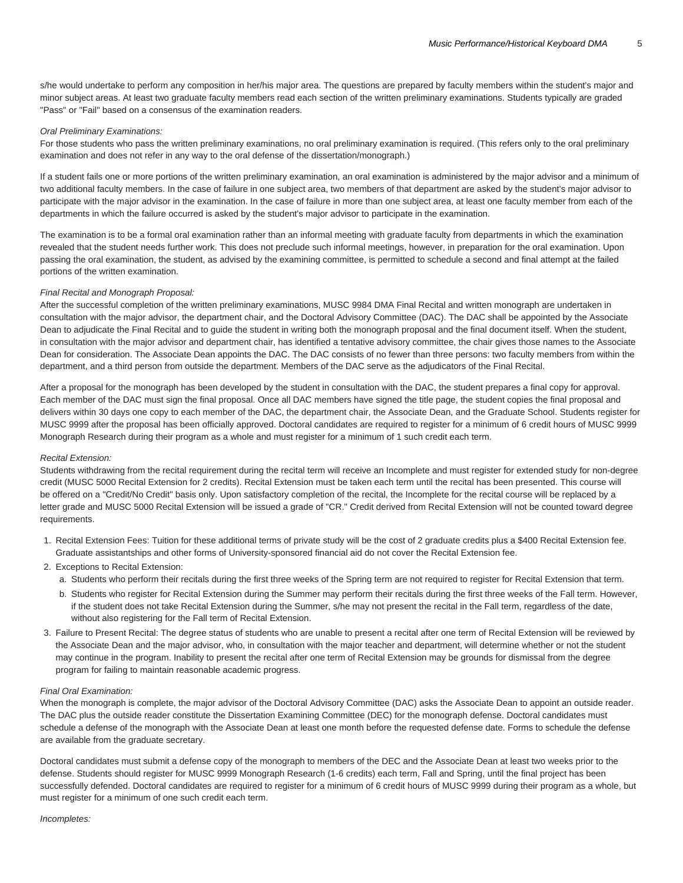s/he would undertake to perform any composition in her/his major area. The questions are prepared by faculty members within the student's major and minor subject areas. At least two graduate faculty members read each section of the written preliminary examinations. Students typically are graded "Pass" or "Fail" based on a consensus of the examination readers.

*Oral Preliminary Examinations:*

For those students who pass the written preliminary examinations, no oral preliminary examination is required. (This refers only to the oral preliminary examination and does not refer in any way to the oral defense of the dissertation/monograph.)

If a student fails one or more portions of the written preliminary examination, an oral examination is administered by the major advisor and a minimum of two additional faculty members. In the case of failure in one subject area, two members of that department are asked by the student's major advisor to participate with the major advisor in the examination. In the case of failure in more than one subject area, at least one faculty member from each of the departments in which the failure occurred is asked by the student's major advisor to participate in the examination.

The examination is to be a formal oral examination rather than an informal meeting with graduate faculty from departments in which the examination revealed that the student needs further work. This does not preclude such informal meetings, however, in preparation for the oral examination. Upon passing the oral examination, the student, as advised by the examining committee, is permitted to schedule a second and final attempt at the failed portions of the written examination.

*Final Recital and Monograph Proposal:*

After the successful completion of the written preliminary examinations, MUSC 9984 DMA Final Recital and written monograph are undertaken in consultation with the major advisor, the department chair, and the Doctoral Advisory Committee (DAC). The DAC shall be appointed by the Associate Dean to adjudicate the Final Recital and to guide the student in writing both the monograph proposal and the final document itself. When the student, in consultation with the major advisor and department chair, has identified a tentative advisory committee, the chair gives those names to the Associate Dean for consideration. The Associate Dean appoints the DAC. The DAC consists of no fewer than three persons: two faculty members from within the department, and a third person from outside the department. Members of the DAC serve as the adjudicators of the Final Recital.

After a proposal for the monograph has been developed by the student in consultation with the DAC, the student prepares a final copy for approval. Each member of the DAC must sign the final proposal. Once all DAC members have signed the title page, the student copies the final proposal and delivers within 30 days one copy to each member of the DAC, the department chair, the Associate Dean, and the Graduate School. Students register for MUSC 9999 after the proposal has been officially approved. Doctoral candidates are required to register for a minimum of 6 credit hours of MUSC 9999 Monograph Research during their program as a whole and must register for a minimum of 1 such credit each term.

*Recital Extension:*

Students withdrawing from the recital requirement during the recital term will receive an Incomplete and must register for extended study for non-degree credit (MUSC 5000 Recital Extension for 2 credits). Recital Extension must be taken each term until the recital has been presented. This course will be offered on a "Credit/No Credit" basis only. Upon satisfactory completion of the recital, the Incomplete for the recital course will be replaced by a letter grade and MUSC 5000 Recital Extension will be issued a grade of "CR." Credit derived from Recital Extension will not be counted toward degree requirements.

1. Recital Extension Fees: Tuition for these additional terms of private study will be the cost of 2 graduate credits plus a $400 Recital Extension fee. Graduate assistantships and other forms of University-sponsored financial aid do not cover the Recital Extension fee.
2. Exceptions to Recital Extension:
   a. Students who perform their recitals during the first three weeks of the Spring term are not required to register for Recital Extension that term.
   b. Students who register for Recital Extension during the Summer may perform their recitals during the first three weeks of the Fall term. However, if the student does not take Recital Extension during the Summer, s/he may not present the recital in the Fall term, regardless of the date, without also registering for the Fall term of Recital Extension.
3. Failure to Present Recital: The degree status of students who are unable to present a recital after one term of Recital Extension will be reviewed by the Associate Dean and the major advisor, who, in consultation with the major teacher and department, will determine whether or not the student may continue in the program. Inability to present the recital after one term of Recital Extension may be grounds for dismissal from the degree program for failing to maintain reasonable academic progress.

*Final Oral Examination:*

When the monograph is complete, the major advisor of the Doctoral Advisory Committee (DAC) asks the Associate Dean to appoint an outside reader. The DAC plus the outside reader constitute the Dissertation Examining Committee (DEC) for the monograph defense. Doctoral candidates must schedule a defense of the monograph with the Associate Dean at least one month before the requested defense date. Forms to schedule the defense are available from the graduate secretary.

Doctoral candidates must submit a defense copy of the monograph to members of the DEC and the Associate Dean at least two weeks prior to the defense. Students should register for MUSC 9999 Monograph Research (1-6 credits) each term, Fall and Spring, until the final project has been successfully defended. Doctoral candidates are required to register for a minimum of 6 credit hours of MUSC 9999 during their program as a whole, but must register for a minimum of one such credit each term.

*Incompletes:*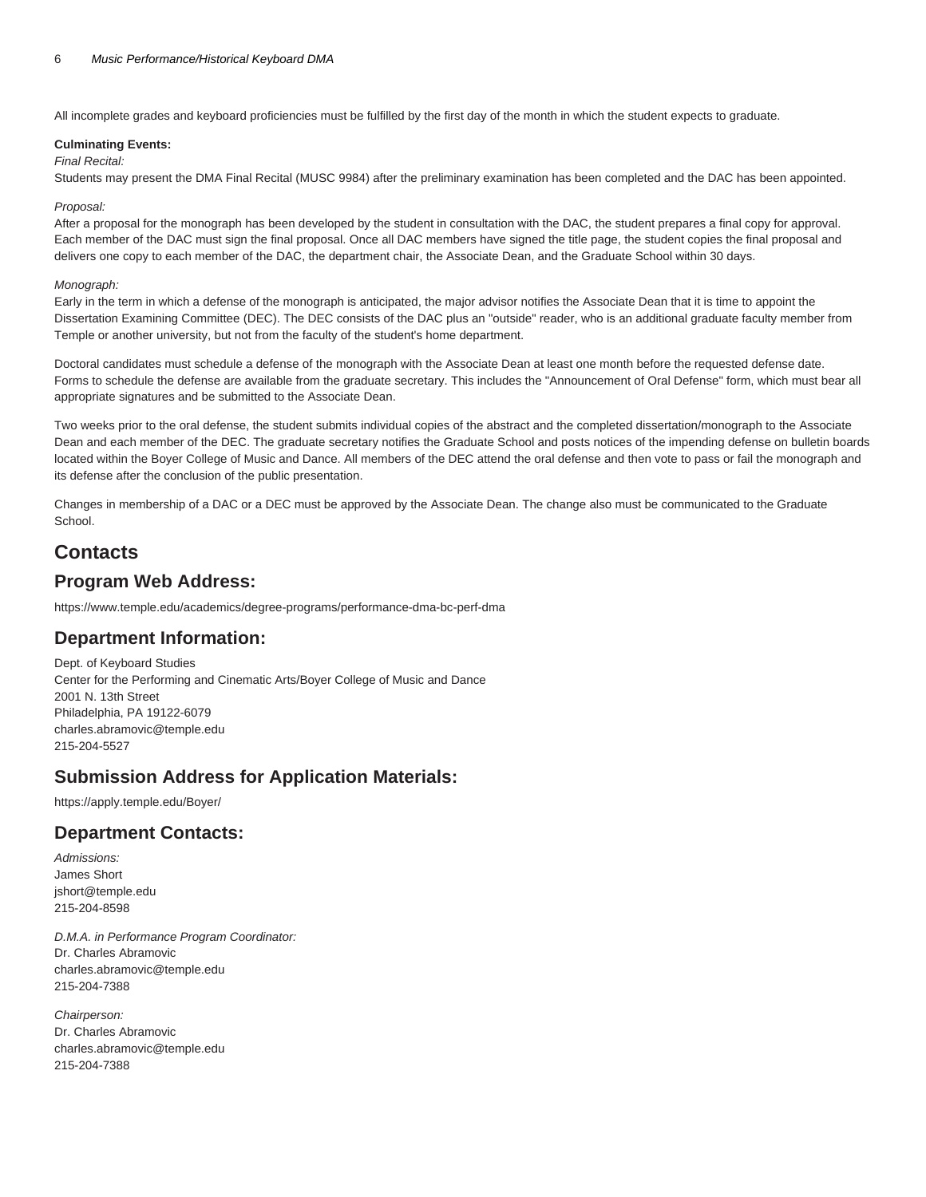All incomplete grades and keyboard proficiencies must be fulfilled by the first day of the month in which the student expects to graduate.

**Culminating Events:**

*Final Recital:*

Students may present the DMA Final Recital (MUSC 9984) after the preliminary examination has been completed and the DAC has been appointed.

*Proposal:*

After a proposal for the monograph has been developed by the student in consultation with the DAC, the student prepares a final copy for approval. Each member of the DAC must sign the final proposal. Once all DAC members have signed the title page, the student copies the final proposal and delivers one copy to each member of the DAC, the department chair, the Associate Dean, and the Graduate School within 30 days.

*Monograph:*

Early in the term in which a defense of the monograph is anticipated, the major advisor notifies the Associate Dean that it is time to appoint the Dissertation Examining Committee (DEC). The DEC consists of the DAC plus an "outside" reader, who is an additional graduate faculty member from Temple or another university, but not from the faculty of the student's home department.

Doctoral candidates must schedule a defense of the monograph with the Associate Dean at least one month before the requested defense date. Forms to schedule the defense are available from the graduate secretary. This includes the "Announcement of Oral Defense" form, which must bear all appropriate signatures and be submitted to the Associate Dean.

Two weeks prior to the oral defense, the student submits individual copies of the abstract and the completed dissertation/monograph to the Associate Dean and each member of the DEC. The graduate secretary notifies the Graduate School and posts notices of the impending defense on bulletin boards located within the Boyer College of Music and Dance. All members of the DEC attend the oral defense and then vote to pass or fail the monograph and its defense after the conclusion of the public presentation.

Changes in membership of a DAC or a DEC must be approved by the Associate Dean. The change also must be communicated to the Graduate School.

# Contacts

## Program Web Address:

https://www.temple.edu/academics/degree-programs/performance-dma-bc-perf-dma

## Department Information:

Dept. of Keyboard Studies
Center for the Performing and Cinematic Arts/Boyer College of Music and Dance
2001 N. 13th Street
Philadelphia, PA 19122-6079
charles.abramovic@temple.edu
215-204-5527

## Submission Address for Application Materials:

https://apply.temple.edu/Boyer/

## Department Contacts:

*Admissions:*
James Short
jshort@temple.edu
215-204-8598

*D.M.A. in Performance Program Coordinator:*
Dr. Charles Abramovic
charles.abramovic@temple.edu
215-204-7388

*Chairperson:*
Dr. Charles Abramovic
charles.abramovic@temple.edu
215-204-7388